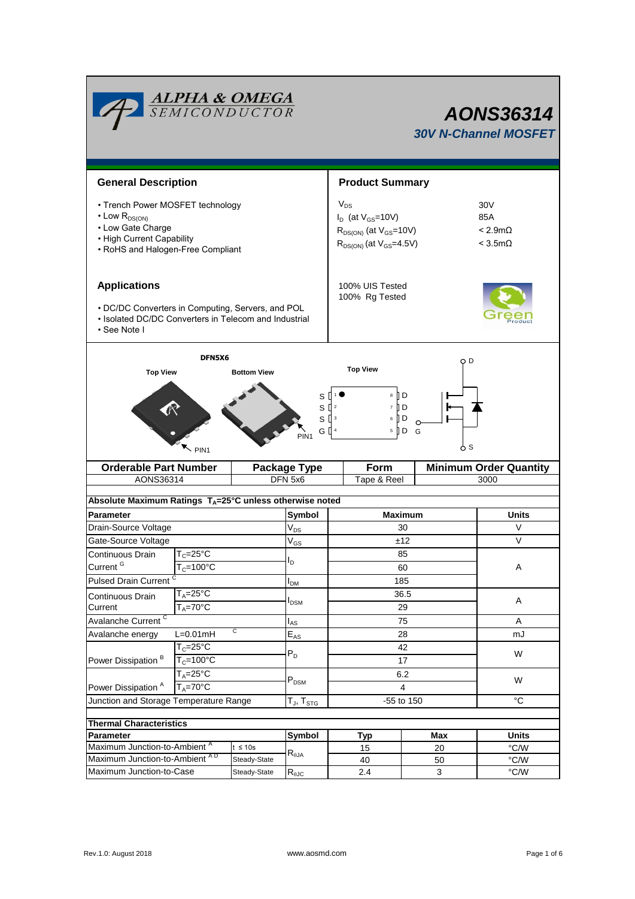# AONS36314

## 30V N-Channel MOSFET

## General Description

- Trench Power MOSFET technology
- Low $R_{DS(ON)}$
- Low Gate Charge
- High Current Capability
- RoHS and Halogen-Free Compliant

## Product Summary

| | |
|---|---|
| $V_{DS}$ | 30V |
| $I_D$ (at $V_{GS}$=10V) | 85A |
| $R_{DS(ON)}$ (at $V_{GS}$=10V) | < 2.9mΩ |
| $R_{DS(ON)}$ (at $V_{GS}$=4.5V) | < 3.5mΩ |

100% UIS Tested
100% Rg Tested

## Applications

- DC/DC Converters in Computing, Servers, and POL
- Isolated DC/DC Converters in Telecom and Industrial
- See Note I

DFN5X6

Top View | Bottom View | Top View

PIN1

| Orderable Part Number | Package Type | Form | Minimum Order Quantity |
|---|---|---|---|
| AONS36314 | DFN 5x6 | Tape & Reel | 3000 |

**Absolute Maximum Ratings $T_A$=25°C unless otherwise noted**

| Parameter | | Symbol | Maximum | Units |
|---|---|---|---|---|
| Drain-Source Voltage | | $V_{DS}$ | 30 | V |
| Gate-Source Voltage | | $V_{GS}$ | ±12 | V |
| Continuous Drain Current [G] | $T_C$=25°C | $I_D$ | 85 | A |
| | $T_C$=100°C | | 60 | |
| Pulsed Drain Current [C] | | $I_{DM}$ | 185 | |
| Continuous Drain Current | $T_A$=25°C | $I_{DSM}$ | 36.5 | A |
| | $T_A$=70°C | | 29 | |
| Avalanche Current [C] | | $I_{AS}$ | 75 | A |
| Avalanche energy | L=0.01mH [C] | $E_{AS}$ | 28 | mJ |
| Power Dissipation [B] | $T_C$=25°C | $P_D$ | 42 | W |
| | $T_C$=100°C | | 17 | |
| Power Dissipation [A] | $T_A$=25°C | $P_{DSM}$ | 6.2 | W |
| | $T_A$=70°C | | 4 | |
| Junction and Storage Temperature Range | | $T_J$, $T_{STG}$ | -55 to 150 | °C |

**Thermal Characteristics**

| Parameter | | Symbol | Typ | Max | Units |
|---|---|---|---|---|---|
| Maximum Junction-to-Ambient [A] | t ≤ 10s | $R_{\theta JA}$ | 15 | 20 | °C/W |
| Maximum Junction-to-Ambient [AD] | Steady-State | | 40 | 50 | °C/W |
| Maximum Junction-to-Case | Steady-State | $R_{\theta JC}$ | 2.4 | 3 | °C/W |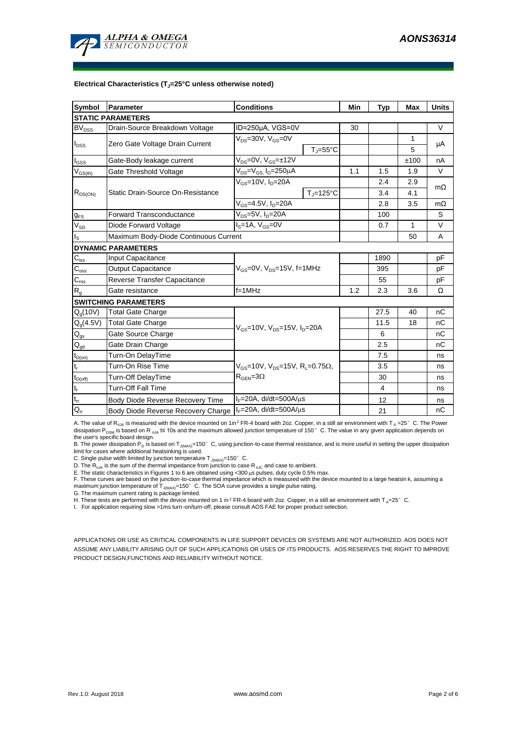## Electrical Characteristics ($T_J$=25°C unless otherwise noted)

| Symbol | Parameter | Conditions | | Min | Typ | Max | Units |
|---|---|---|---|---|---|---|---|
| **STATIC PARAMETERS** | | | | | | | |
| $BV_{DSS}$ | Drain-Source Breakdown Voltage | ID=250µA, VGS=0V | | 30 | | | V |
| $I_{DSS}$ | Zero Gate Voltage Drain Current | $V_{DS}$=30V, $V_{GS}$=0V | | | | 1 | µA |
| | | | $T_J$=55°C | | | 5 | |
| $I_{GSS}$ | Gate-Body leakage current | $V_{DS}$=0V, $V_{GS}$=±12V | | | | ±100 | nA |
| $V_{GS(th)}$ | Gate Threshold Voltage | $V_{DS}$=$V_{GS}$, $I_D$=250µA | | 1.1 | 1.5 | 1.9 | V |
| $R_{DS(ON)}$ | Static Drain-Source On-Resistance | $V_{GS}$=10V, $I_D$=20A | | | 2.4 | 2.9 | mΩ |
| | | | $T_J$=125°C | | 3.4 | 4.1 | |
| | | $V_{GS}$=4.5V, $I_D$=20A | | | 2.8 | 3.5 | mΩ |
| $g_{FS}$ | Forward Transconductance | $V_{DS}$=5V, $I_D$=20A | | | 100 | | S |
| $V_{SD}$ | Diode Forward Voltage | $I_S$=1A, $V_{GS}$=0V | | | 0.7 | 1 | V |
| $I_S$ | Maximum Body-Diode Continuous Current | | | | | 50 | A |
| **DYNAMIC PARAMETERS** | | | | | | | |
| $C_{iss}$ | Input Capacitance | $V_{GS}$=0V, $V_{DS}$=15V, f=1MHz | | | 1890 | | pF |
| $C_{oss}$ | Output Capacitance | | | | 395 | | pF |
| $C_{rss}$ | Reverse Transfer Capacitance | | | | 55 | | pF |
| $R_g$ | Gate resistance | f=1MHz | | 1.2 | 2.3 | 3.6 | Ω |
| **SWITCHING PARAMETERS** | | | | | | | |
| $Q_g$(10V) | Total Gate Charge | $V_{GS}$=10V, $V_{DS}$=15V, $I_D$=20A | | | 27.5 | 40 | nC |
| $Q_g$(4.5V) | Total Gate Charge | | | | 11.5 | 18 | nC |
| $Q_{gs}$ | Gate Source Charge | | | | 6 | | nC |
| $Q_{gd}$ | Gate Drain Charge | | | | 2.5 | | nC |
| $t_{D(on)}$ | Turn-On DelayTime | $V_{GS}$=10V, $V_{DS}$=15V, $R_L$=0.75Ω, $R_{GEN}$=3Ω | | | 7.5 | | ns |
| $t_r$ | Turn-On Rise Time | | | | 3.5 | | ns |
| $t_{D(off)}$ | Turn-Off DelayTime | | | | 30 | | ns |
| $t_f$ | Turn-Off Fall Time | | | | 4 | | ns |
| $t_{rr}$ | Body Diode Reverse Recovery Time | $I_F$=20A, di/dt=500A/µs | | | 12 | | ns |
| $Q_{rr}$ | Body Diode Reverse Recovery Charge | $I_F$=20A, di/dt=500A/µs | | | 21 | | nC |

A. The value of $R_{\theta JA}$ is measured with the device mounted on 1in² FR-4 board with 2oz. Copper, in a still air environment with $T_A$ =25°C. The Power dissipation $P_{DSM}$ is based on $R_{\theta JA}$ t≤ 10s and the maximum allowed junction temperature of 150°C. The value in any given application depends on the user's specific board design.

B. The power dissipation $P_D$ is based on $T_{J(MAX)}$=150°C, using junction-to-case thermal resistance, and is more useful in setting the upper dissipation limit for cases where additional heatsinking is used.

C. Single pulse width limited by junction temperature $T_{J(MAX)}$=150°C.

D. The $R_{\theta JA}$ is the sum of the thermal impedance from junction to case $R_{\theta JC}$ and case to ambient.

E. The static characteristics in Figures 1 to 6 are obtained using <300 µs pulses, duty cycle 0.5% max.

F. These curves are based on the junction-to-case thermal impedance which is measured with the device mounted to a large heatsink, assuming a maximum junction temperature of $T_{J(MAX)}$=150°C. The SOA curve provides a single pulse rating.

G. The maximum current rating is package limited.

H. These tests are performed with the device mounted on 1 in² FR-4 board with 2oz. Copper, in a still air environment with $T_A$=25°C.

I. For application requiring slow >1ms turn-on/turn-off, please consult AOS FAE for proper product selection.

APPLICATIONS OR USE AS CRITICAL COMPONENTS IN LIFE SUPPORT DEVICES OR SYSTEMS ARE NOT AUTHORIZED. AOS DOES NOT ASSUME ANY LIABILITY ARISING OUT OF SUCH APPLICATIONS OR USES OF ITS PRODUCTS. AOS RESERVES THE RIGHT TO IMPROVE PRODUCT DESIGN,FUNCTIONS AND RELIABILITY WITHOUT NOTICE.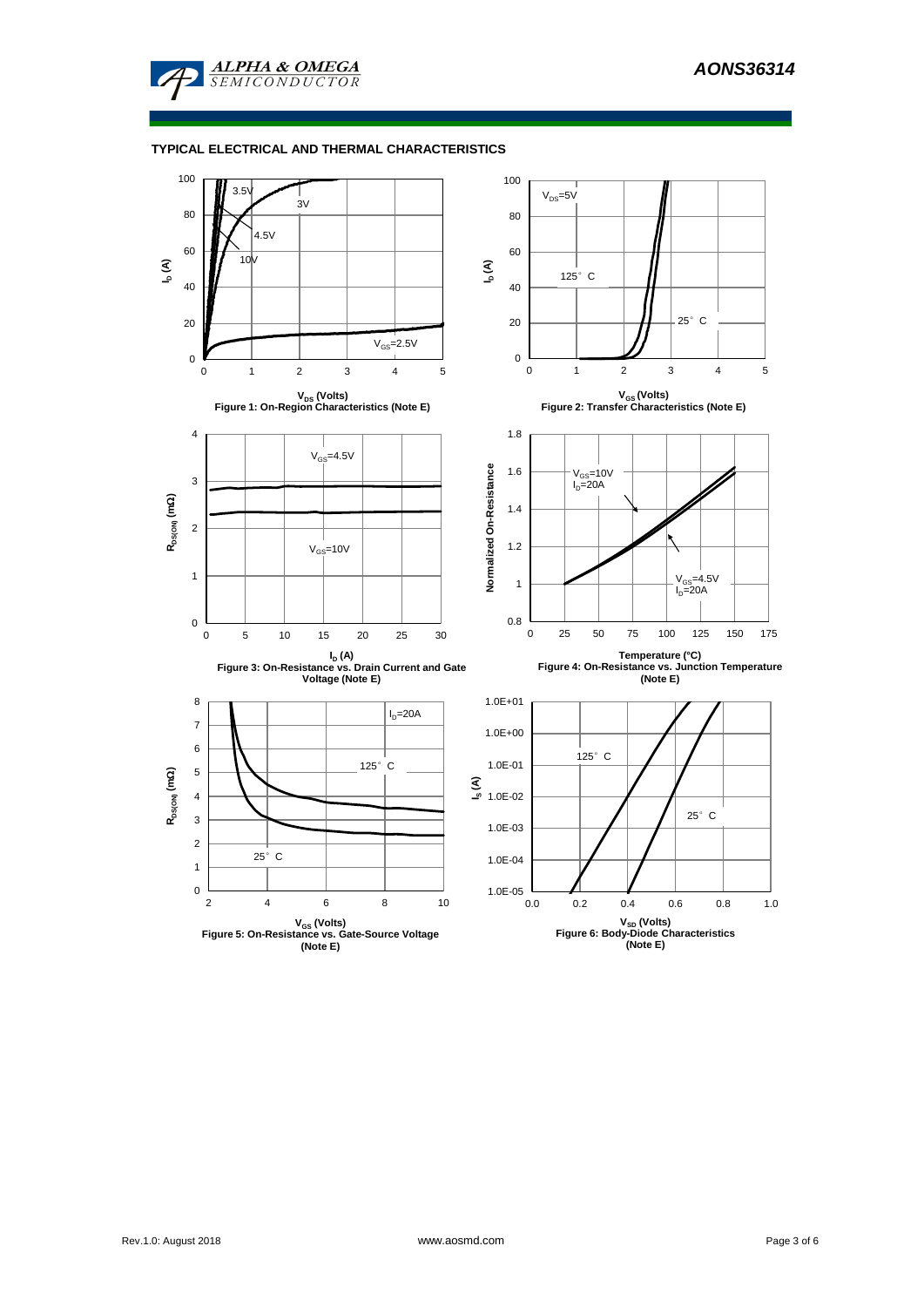## TYPICAL ELECTRICAL AND THERMAL CHARACTERISTICS

$V_{DS}$ (Volts)
**Figure 1: On-Region Characteristics (Note E)**

$V_{GS}$ (Volts)
**Figure 2: Transfer Characteristics (Note E)**

$I_D$ (A)
**Figure 3: On-Resistance vs. Drain Current and Gate Voltage (Note E)**

Temperature (°C)
**Figure 4: On-Resistance vs. Junction Temperature (Note E)**

$V_{GS}$ (Volts)
**Figure 5: On-Resistance vs. Gate-Source Voltage (Note E)**

$V_{SD}$ (Volts)
**Figure 6: Body-Diode Characteristics (Note E)**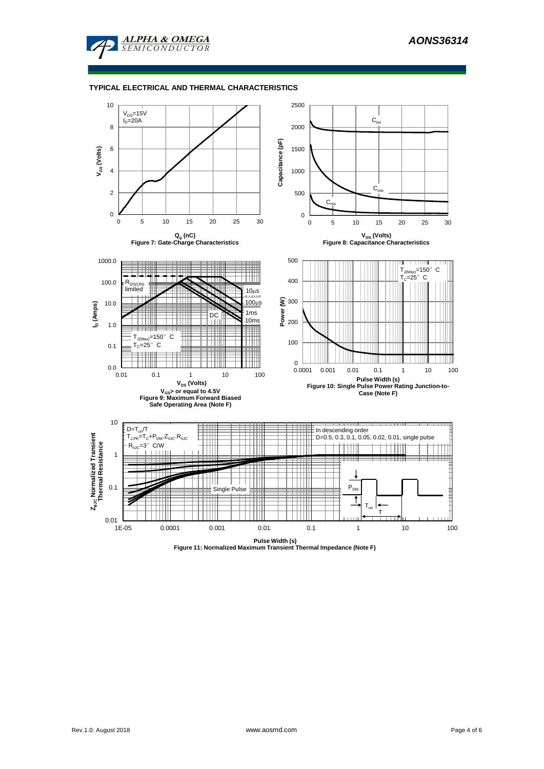## TYPICAL ELECTRICAL AND THERMAL CHARACTERISTICS

$V_{DS}$=15V
$I_D$=20A

$Q_g$ (nC)

Figure 7: Gate-Charge Characteristics

$C_{iss}$, $C_{oss}$, $C_{rss}$

$V_{DS}$ (Volts)

Figure 8: Capacitance Characteristics

$R_{DS(ON)}$ limited

10µs, 100µs, 1ms, 10ms, DC

$T_{J(Max)}$=150° C
$T_C$=25° C

$V_{DS}$ (Volts)

$V_{GS}$> or equal to 4.5V

Figure 9: Maximum Forward Biased Safe Operating Area (Note F)

$T_{J(Max)}$=150° C
$T_C$=25° C

Pulse Width (s)

Figure 10: Single Pulse Power Rating Junction-to-Case (Note F)

$D=T_{on}/T$
$T_{J,PK}=T_C+P_{DM}.Z_{\theta JC}.R_{\theta JC}$
$R_{\theta JC}$=3° C/W

In descending order
D=0.5, 0.3, 0.1, 0.05, 0.02, 0.01, single pulse

Single Pulse

$P_{DM}$, $T_{on}$, T

Pulse Width (s)

Figure 11: Normalized Maximum Transient Thermal Impedance (Note F)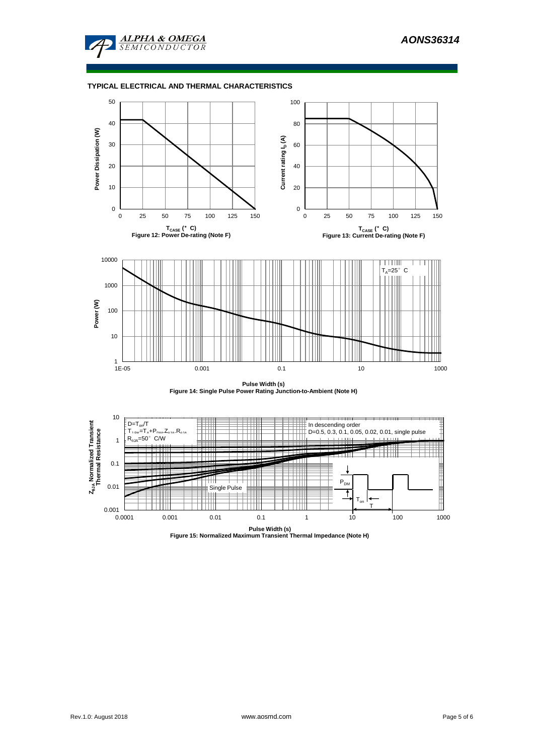## TYPICAL ELECTRICAL AND THERMAL CHARACTERISTICS

Figure 12: Power De-rating (Note F)

Figure 13: Current De-rating (Note F)

Figure 14: Single Pulse Power Rating Junction-to-Ambient (Note H)

Figure 15: Normalized Maximum Transient Thermal Impedance (Note H)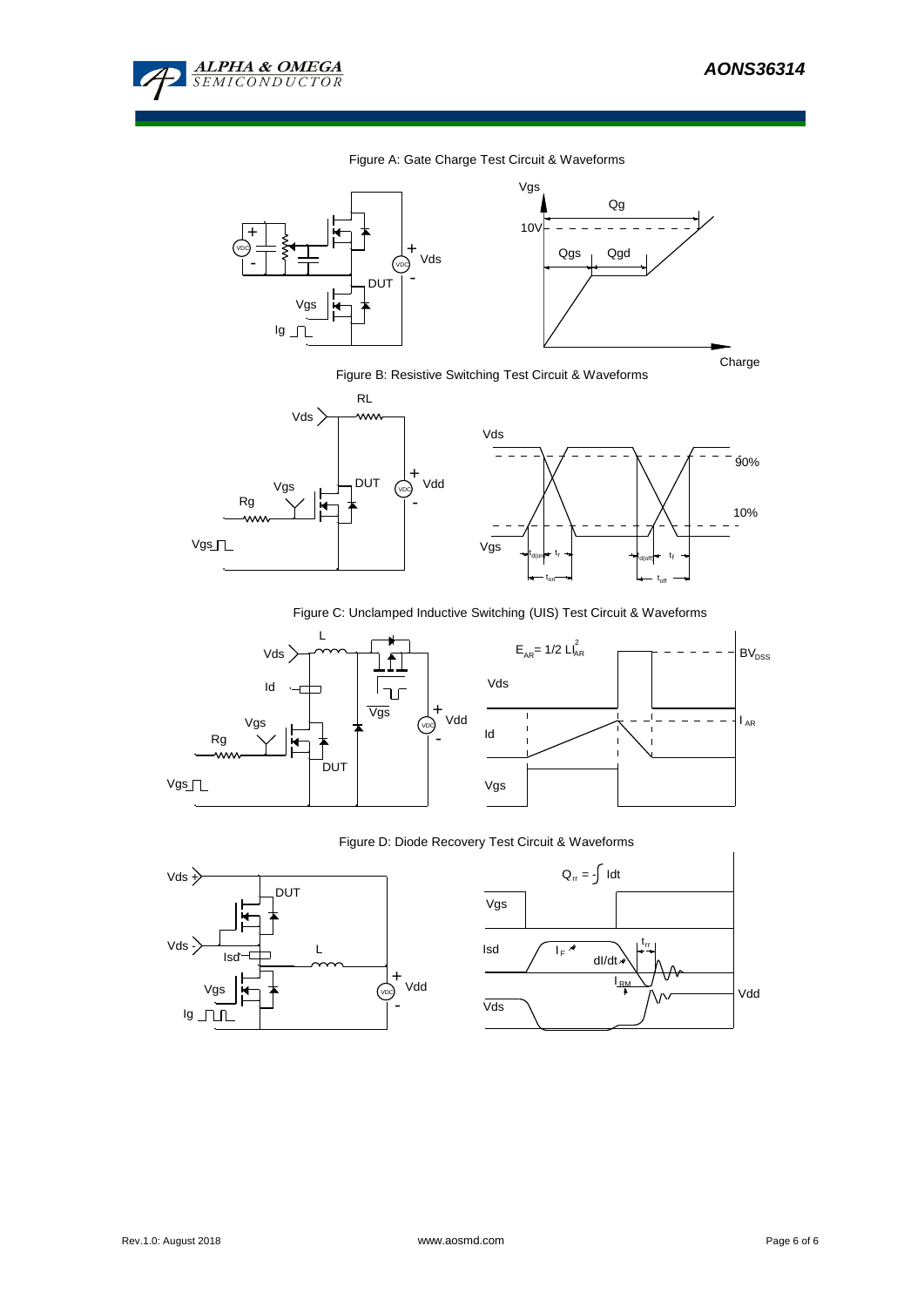Figure A: Gate Charge Test Circuit & Waveforms

Figure B: Resistive Switching Test Circuit & Waveforms

Figure C: Unclamped Inductive Switching (UIS) Test Circuit & Waveforms

$E_{AR} = 1/2\ LI_{AR}^2$

Figure D: Diode Recovery Test Circuit & Waveforms

$Q_{rr} = -\int Idt$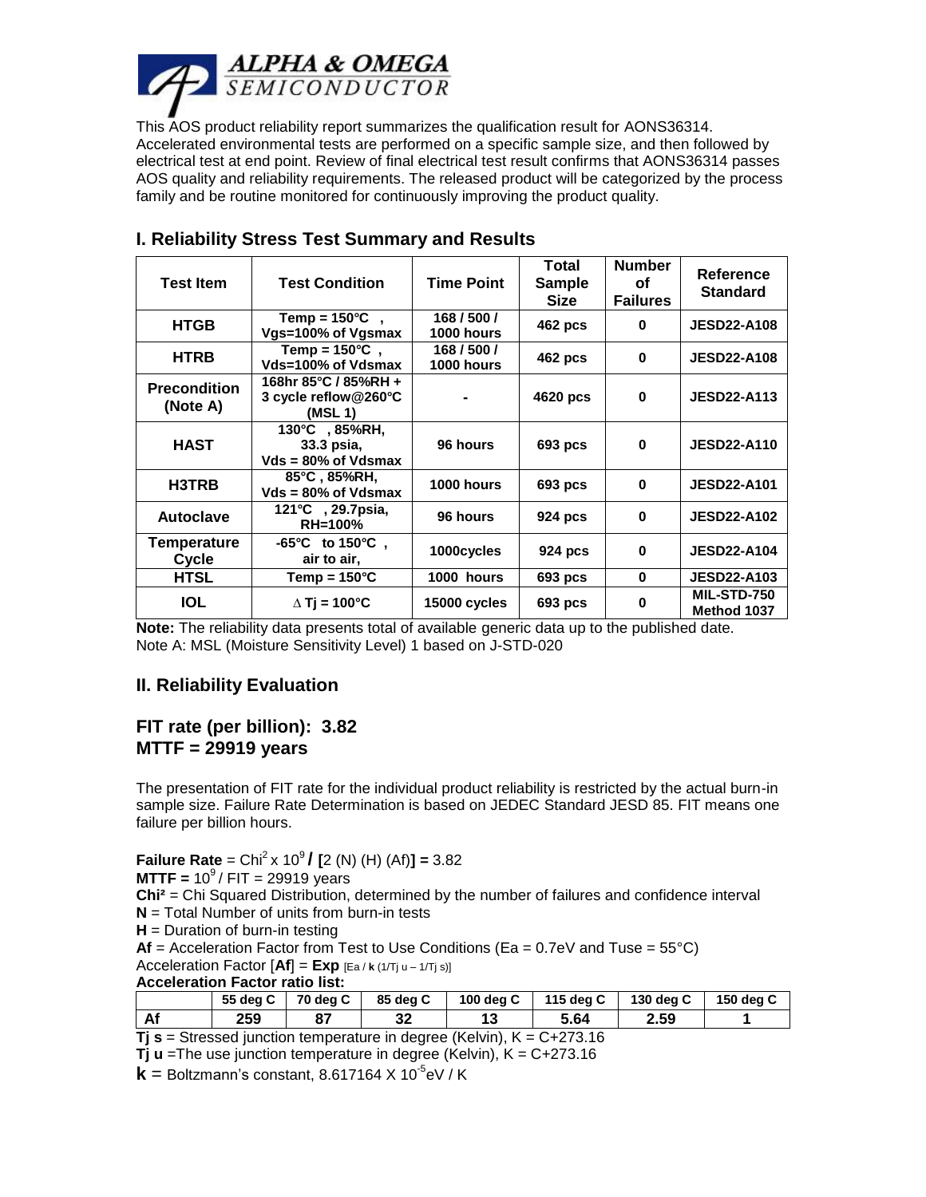This AOS product reliability report summarizes the qualification result for AONS36314. Accelerated environmental tests are performed on a specific sample size, and then followed by electrical test at end point. Review of final electrical test result confirms that AONS36314 passes AOS quality and reliability requirements. The released product will be categorized by the process family and be routine monitored for continuously improving the product quality.

## I. Reliability Stress Test Summary and Results

| Test Item | Test Condition | Time Point | Total Sample Size | Number of Failures | Reference Standard |
|---|---|---|---|---|---|
| HTGB | Temp = 150°C , Vgs=100% of Vgsmax | 168 / 500 / 1000 hours | 462 pcs | 0 | JESD22-A108 |
| HTRB | Temp = 150°C , Vds=100% of Vdsmax | 168 / 500 / 1000 hours | 462 pcs | 0 | JESD22-A108 |
| Precondition (Note A) | 168hr 85°C / 85%RH + 3 cycle reflow@260°C (MSL 1) | - | 4620 pcs | 0 | JESD22-A113 |
| HAST | 130°C , 85%RH, 33.3 psia, Vds = 80% of Vdsmax | 96 hours | 693 pcs | 0 | JESD22-A110 |
| H3TRB | 85°C , 85%RH, Vds = 80% of Vdsmax | 1000 hours | 693 pcs | 0 | JESD22-A101 |
| Autoclave | 121°C , 29.7psia, RH=100% | 96 hours | 924 pcs | 0 | JESD22-A102 |
| Temperature Cycle | -65°C to 150°C , air to air, | 1000cycles | 924 pcs | 0 | JESD22-A104 |
| HTSL | Temp = 150°C | 1000 hours | 693 pcs | 0 | JESD22-A103 |
| IOL | $\Delta$ Tj = 100°C | 15000 cycles | 693 pcs | 0 | MIL-STD-750 Method 1037 |

**Note:** The reliability data presents total of available generic data up to the published date.
Note A: MSL (Moisture Sensitivity Level) 1 based on J-STD-020

## II. Reliability Evaluation

### FIT rate (per billion): 3.82
### MTTF = 29919 years

The presentation of FIT rate for the individual product reliability is restricted by the actual burn-in sample size. Failure Rate Determination is based on JEDEC Standard JESD 85. FIT means one failure per billion hours.

**Failure Rate** = $Chi^2 \times 10^9$ **/ [**2 (N) (H) (Af)**] =** 3.82
**MTTF =** $10^9$ / FIT = 29919 years
**Chi²** = Chi Squared Distribution, determined by the number of failures and confidence interval
**N** = Total Number of units from burn-in tests
**H** = Duration of burn-in testing
**Af** = Acceleration Factor from Test to Use Conditions (Ea = 0.7eV and Tuse = 55°C)
Acceleration Factor [**Af**] = **Exp** [Ea / **k** (1/Tj u – 1/Tj s)]
**Acceleration Factor ratio list:**

| | 55 deg C | 70 deg C | 85 deg C | 100 deg C | 115 deg C | 130 deg C | 150 deg C |
|---|---|---|---|---|---|---|---|
| Af | 259 | 87 | 32 | 13 | 5.64 | 2.59 | 1 |

**Tj s** = Stressed junction temperature in degree (Kelvin), K = C+273.16
**Tj u** =The use junction temperature in degree (Kelvin), K = C+273.16
**k** = Boltzmann's constant, $8.617164 \times 10^{-5}$eV / K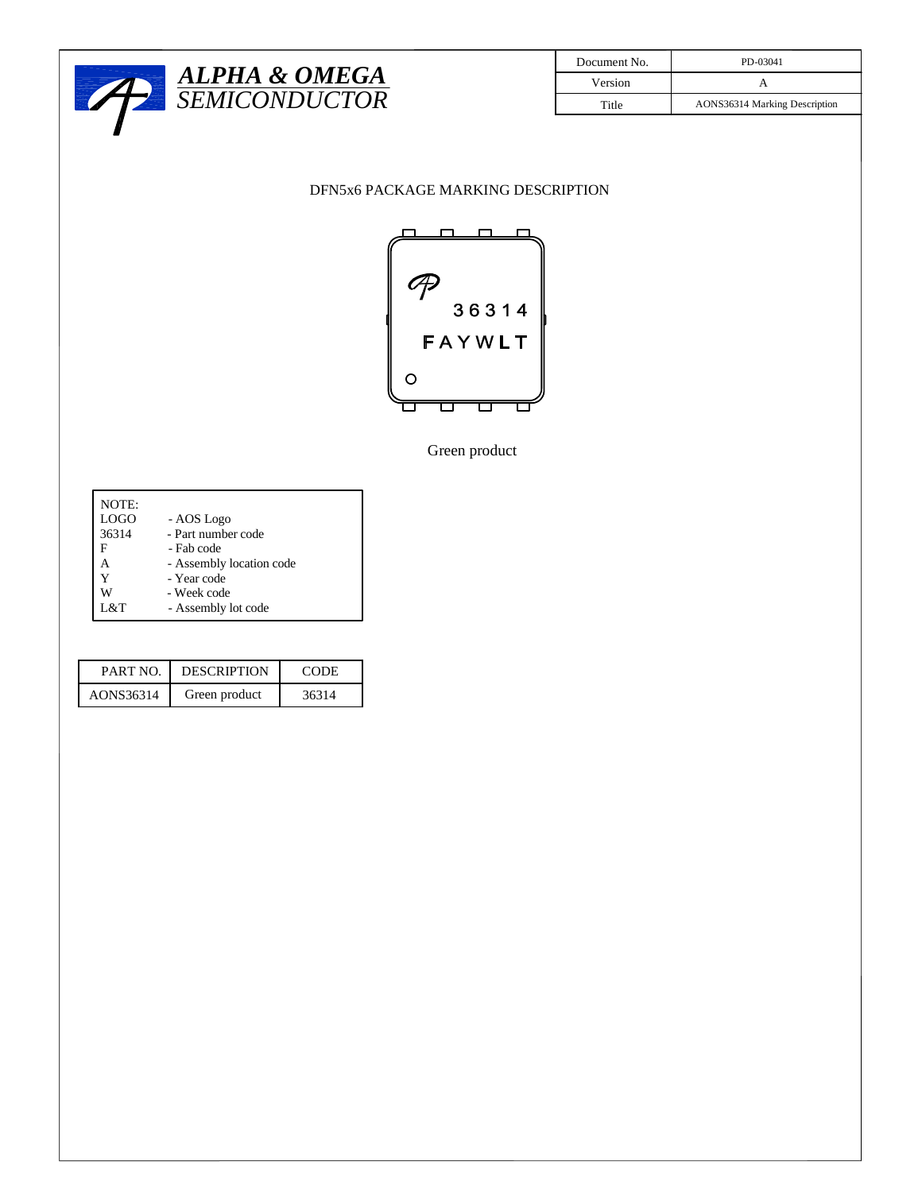| Document No. | PD-03041 |
|---|---|
| Version | A |
| Title | AONS36314 Marking Description |

## DFN5x6 PACKAGE MARKING DESCRIPTION

36314

FAYWLT

Green product

| NOTE: | |
|---|---|
| LOGO | - AOS Logo |
| 36314 | - Part number code |
| F | - Fab code |
| A | - Assembly location code |
| Y | - Year code |
| W | - Week code |
| L&T | - Assembly lot code |

| PART NO. | DESCRIPTION | CODE |
|---|---|---|
| AONS36314 | Green product | 36314 |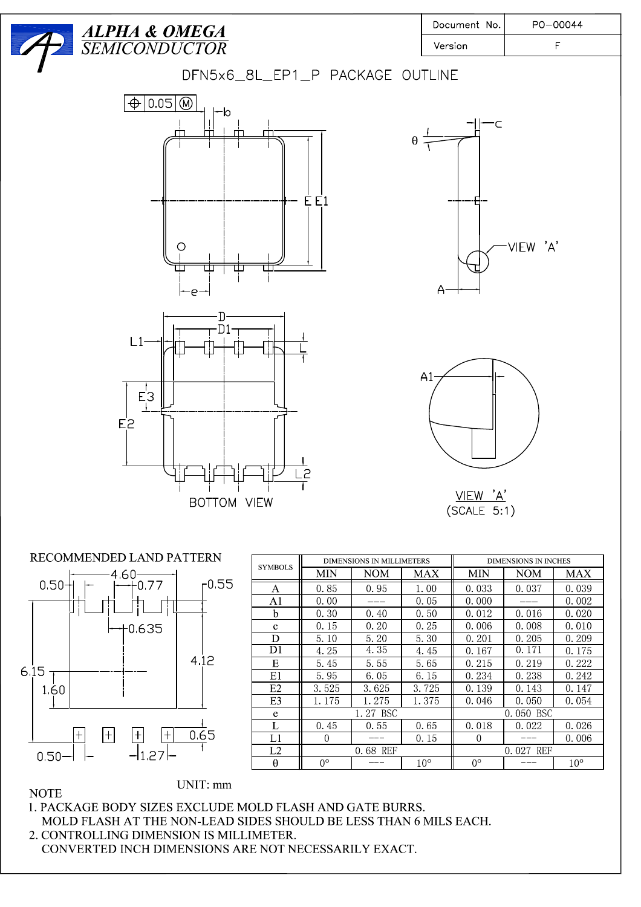**ALPHA & OMEGA SEMICONDUCTOR**

| Document No. | PO-00044 |
|---|---|
| Version | F |

# DFN5x6_8L_EP1_P PACKAGE OUTLINE

BOTTOM VIEW

VIEW 'A' (SCALE 5:1)

RECOMMENDED LAND PATTERN

UNIT: mm

| SYMBOLS | DIMENSIONS IN MILLIMETERS | | | DIMENSIONS IN INCHES | | |
|---|---|---|---|---|---|---|
| | MIN | NOM | MAX | MIN | NOM | MAX |
| A | 0.85 | 0.95 | 1.00 | 0.033 | 0.037 | 0.039 |
| A1 | 0.00 | --- | 0.05 | 0.000 | --- | 0.002 |
| b | 0.30 | 0.40 | 0.50 | 0.012 | 0.016 | 0.020 |
| c | 0.15 | 0.20 | 0.25 | 0.006 | 0.008 | 0.010 |
| D | 5.10 | 5.20 | 5.30 | 0.201 | 0.205 | 0.209 |
| D1 | 4.25 | 4.35 | 4.45 | 0.167 | 0.171 | 0.175 |
| E | 5.45 | 5.55 | 5.65 | 0.215 | 0.219 | 0.222 |
| E1 | 5.95 | 6.05 | 6.15 | 0.234 | 0.238 | 0.242 |
| E2 | 3.525 | 3.625 | 3.725 | 0.139 | 0.143 | 0.147 |
| E3 | 1.175 | 1.275 | 1.375 | 0.046 | 0.050 | 0.054 |
| e | | 1.27 BSC | | | 0.050 BSC | |
| L | 0.45 | 0.55 | 0.65 | 0.018 | 0.022 | 0.026 |
| L1 | 0 | --- | 0.15 | 0 | --- | 0.006 |
| L2 | | 0.68 REF | | | 0.027 REF | |
| θ | 0° | --- | 10° | 0° | --- | 10° |

NOTE

1. PACKAGE BODY SIZES EXCLUDE MOLD FLASH AND GATE BURRS.
   MOLD FLASH AT THE NON-LEAD SIDES SHOULD BE LESS THAN 6 MILS EACH.
2. CONTROLLING DIMENSION IS MILLIMETER.
   CONVERTED INCH DIMENSIONS ARE NOT NECESSARILY EXACT.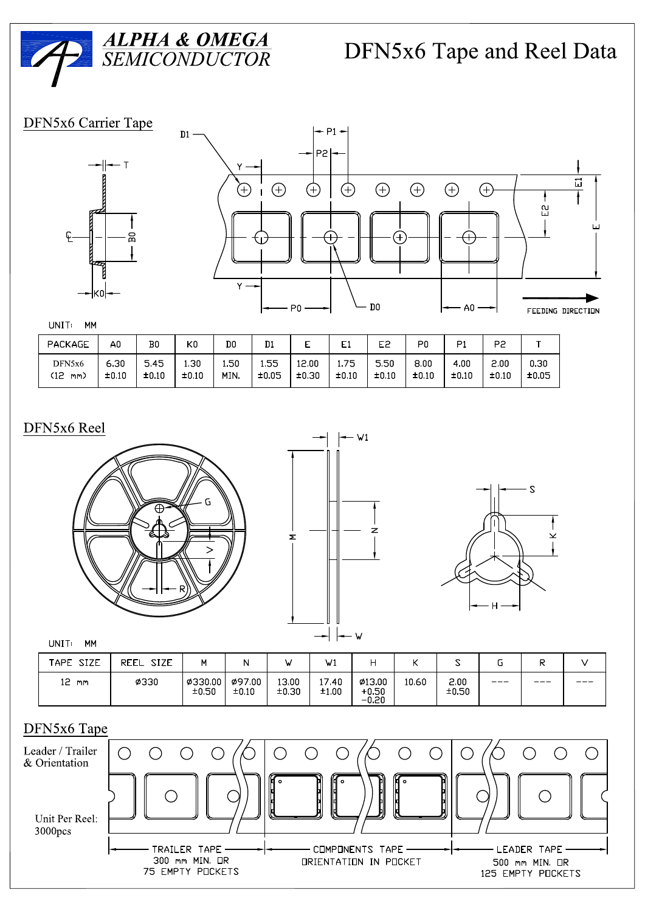# DFN5x6 Tape and Reel Data

## DFN5x6 Carrier Tape

FEEDING DIRECTION

UNIT: MM

| PACKAGE | A0 | B0 | K0 | D0 | D1 | E | E1 | E2 | P0 | P1 | P2 | T |
|---|---|---|---|---|---|---|---|---|---|---|---|---|
| DFN5x6 (12 mm) | 6.30 ±0.10 | 5.45 ±0.10 | 1.30 ±0.10 | 1.50 MIN. | 1.55 ±0.05 | 12.00 ±0.30 | 1.75 ±0.10 | 5.50 ±0.10 | 8.00 ±0.10 | 4.00 ±0.10 | 2.00 ±0.10 | 0.30 ±0.05 |

## DFN5x6 Reel

UNIT: MM

| TAPE SIZE | REEL SIZE | M | N | W | W1 | H | K | S | G | R | V |
|---|---|---|---|---|---|---|---|---|---|---|---|
| 12 mm | ø330 | ø330.00 ±0.50 | ø97.00 ±0.10 | 13.00 ±0.30 | 17.40 ±1.00 | ø13.00 +0.50 −0.20 | 10.60 | 2.00 ±0.50 | --- | --- | --- |

## DFN5x6 Tape

Leader / Trailer & Orientation

Unit Per Reel: 3000pcs

TRAILER TAPE
300 mm MIN. OR
75 EMPTY POCKETS

COMPONENTS TAPE
ORIENTATION IN POCKET

LEADER TAPE
500 mm MIN. OR
125 EMPTY POCKETS